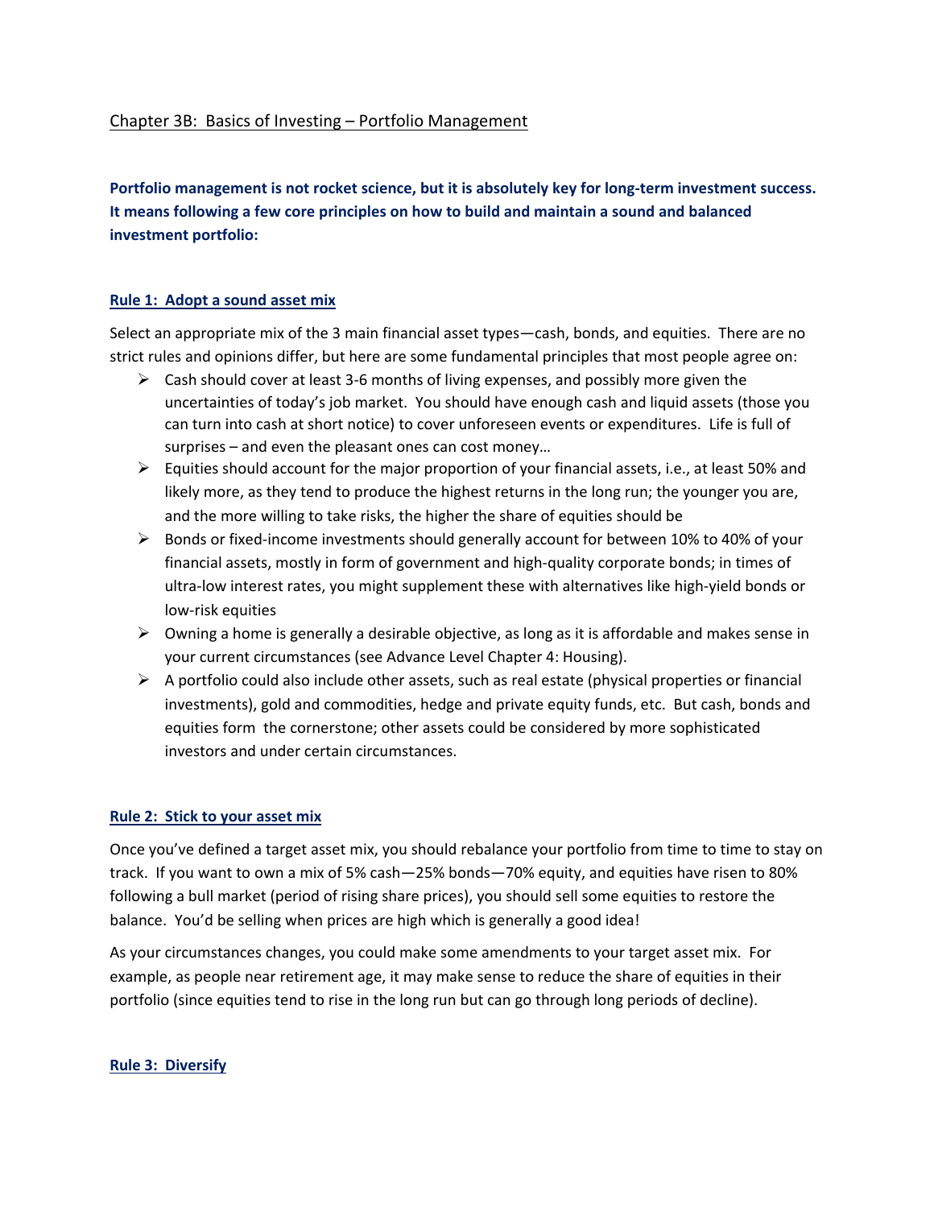## Chapter 3B: Basics of Investing – Portfolio Management

**Portfolio management is not rocket science, but it is absolutely key for long-term investment success. It means following a few core principles on how to build and maintain a sound and balanced investment portfolio:**

### Rule 1: Adopt a sound asset mix

Select an appropriate mix of the 3 main financial asset types—cash, bonds, and equities. There are no strict rules and opinions differ, but here are some fundamental principles that most people agree on:

- Cash should cover at least 3-6 months of living expenses, and possibly more given the uncertainties of today's job market. You should have enough cash and liquid assets (those you can turn into cash at short notice) to cover unforeseen events or expenditures. Life is full of surprises – and even the pleasant ones can cost money…
- Equities should account for the major proportion of your financial assets, i.e., at least 50% and likely more, as they tend to produce the highest returns in the long run; the younger you are, and the more willing to take risks, the higher the share of equities should be
- Bonds or fixed-income investments should generally account for between 10% to 40% of your financial assets, mostly in form of government and high-quality corporate bonds; in times of ultra-low interest rates, you might supplement these with alternatives like high-yield bonds or low-risk equities
- Owning a home is generally a desirable objective, as long as it is affordable and makes sense in your current circumstances (see Advance Level Chapter 4: Housing).
- A portfolio could also include other assets, such as real estate (physical properties or financial investments), gold and commodities, hedge and private equity funds, etc. But cash, bonds and equities form the cornerstone; other assets could be considered by more sophisticated investors and under certain circumstances.

### Rule 2: Stick to your asset mix

Once you've defined a target asset mix, you should rebalance your portfolio from time to time to stay on track. If you want to own a mix of 5% cash—25% bonds—70% equity, and equities have risen to 80% following a bull market (period of rising share prices), you should sell some equities to restore the balance. You'd be selling when prices are high which is generally a good idea!

As your circumstances changes, you could make some amendments to your target asset mix. For example, as people near retirement age, it may make sense to reduce the share of equities in their portfolio (since equities tend to rise in the long run but can go through long periods of decline).

### Rule 3: Diversify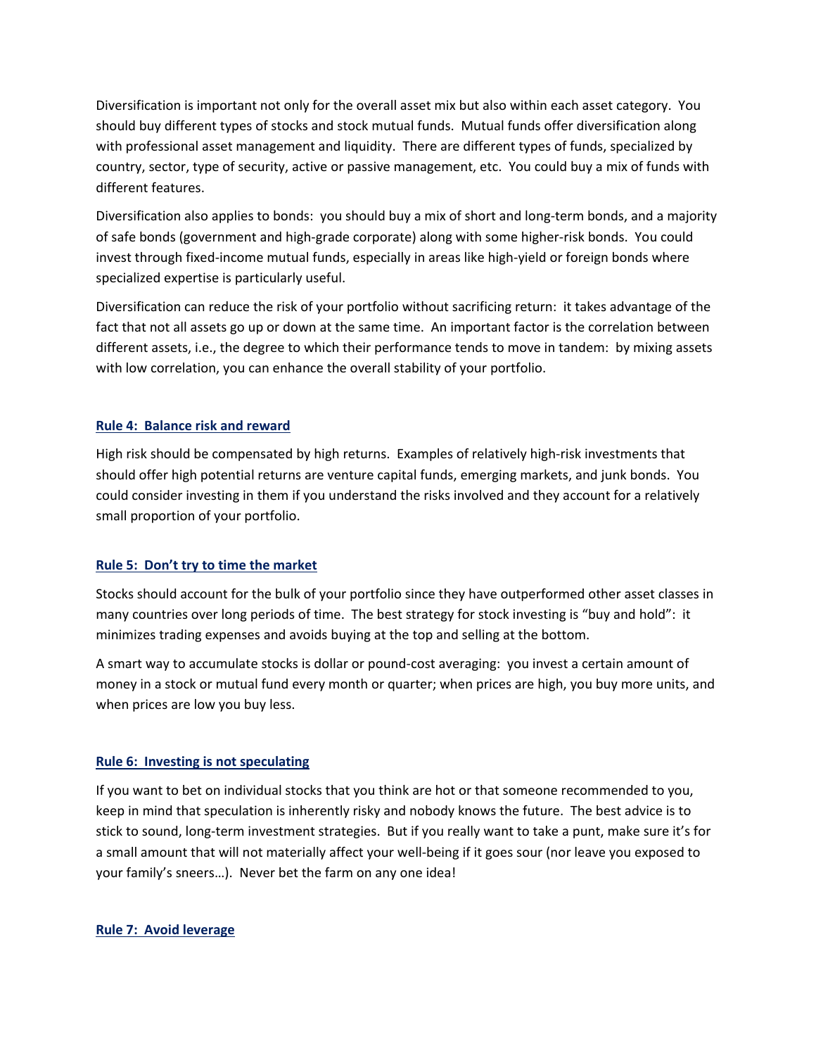Diversification is important not only for the overall asset mix but also within each asset category. You should buy different types of stocks and stock mutual funds. Mutual funds offer diversification along with professional asset management and liquidity. There are different types of funds, specialized by country, sector, type of security, active or passive management, etc. You could buy a mix of funds with different features.

Diversification also applies to bonds: you should buy a mix of short and long-term bonds, and a majority of safe bonds (government and high-grade corporate) along with some higher-risk bonds. You could invest through fixed-income mutual funds, especially in areas like high-yield or foreign bonds where specialized expertise is particularly useful.

Diversification can reduce the risk of your portfolio without sacrificing return: it takes advantage of the fact that not all assets go up or down at the same time. An important factor is the correlation between different assets, i.e., the degree to which their performance tends to move in tandem: by mixing assets with low correlation, you can enhance the overall stability of your portfolio.

## Rule 4: Balance risk and reward

High risk should be compensated by high returns. Examples of relatively high-risk investments that should offer high potential returns are venture capital funds, emerging markets, and junk bonds. You could consider investing in them if you understand the risks involved and they account for a relatively small proportion of your portfolio.

## Rule 5: Don't try to time the market

Stocks should account for the bulk of your portfolio since they have outperformed other asset classes in many countries over long periods of time. The best strategy for stock investing is "buy and hold": it minimizes trading expenses and avoids buying at the top and selling at the bottom.

A smart way to accumulate stocks is dollar or pound-cost averaging: you invest a certain amount of money in a stock or mutual fund every month or quarter; when prices are high, you buy more units, and when prices are low you buy less.

## Rule 6: Investing is not speculating

If you want to bet on individual stocks that you think are hot or that someone recommended to you, keep in mind that speculation is inherently risky and nobody knows the future. The best advice is to stick to sound, long-term investment strategies. But if you really want to take a punt, make sure it's for a small amount that will not materially affect your well-being if it goes sour (nor leave you exposed to your family's sneers…). Never bet the farm on any one idea!

## Rule 7: Avoid leverage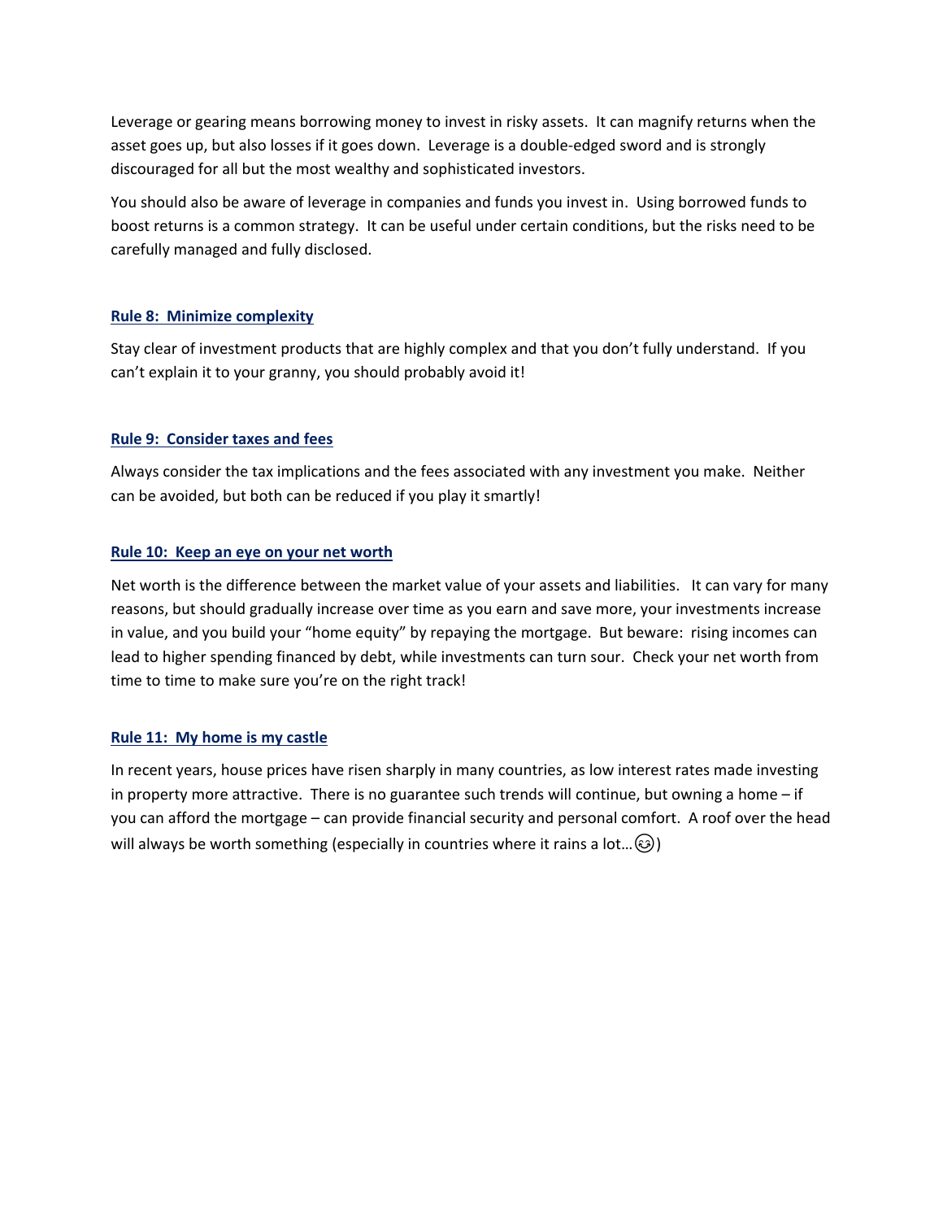Leverage or gearing means borrowing money to invest in risky assets. It can magnify returns when the asset goes up, but also losses if it goes down. Leverage is a double-edged sword and is strongly discouraged for all but the most wealthy and sophisticated investors.

You should also be aware of leverage in companies and funds you invest in. Using borrowed funds to boost returns is a common strategy. It can be useful under certain conditions, but the risks need to be carefully managed and fully disclosed.

### Rule 8: Minimize complexity

Stay clear of investment products that are highly complex and that you don't fully understand. If you can't explain it to your granny, you should probably avoid it!

### Rule 9: Consider taxes and fees

Always consider the tax implications and the fees associated with any investment you make. Neither can be avoided, but both can be reduced if you play it smartly!

### Rule 10: Keep an eye on your net worth

Net worth is the difference between the market value of your assets and liabilities. It can vary for many reasons, but should gradually increase over time as you earn and save more, your investments increase in value, and you build your "home equity" by repaying the mortgage. But beware: rising incomes can lead to higher spending financed by debt, while investments can turn sour. Check your net worth from time to time to make sure you're on the right track!

### Rule 11: My home is my castle

In recent years, house prices have risen sharply in many countries, as low interest rates made investing in property more attractive. There is no guarantee such trends will continue, but owning a home – if you can afford the mortgage – can provide financial security and personal comfort. A roof over the head will always be worth something (especially in countries where it rains a lot…😉)